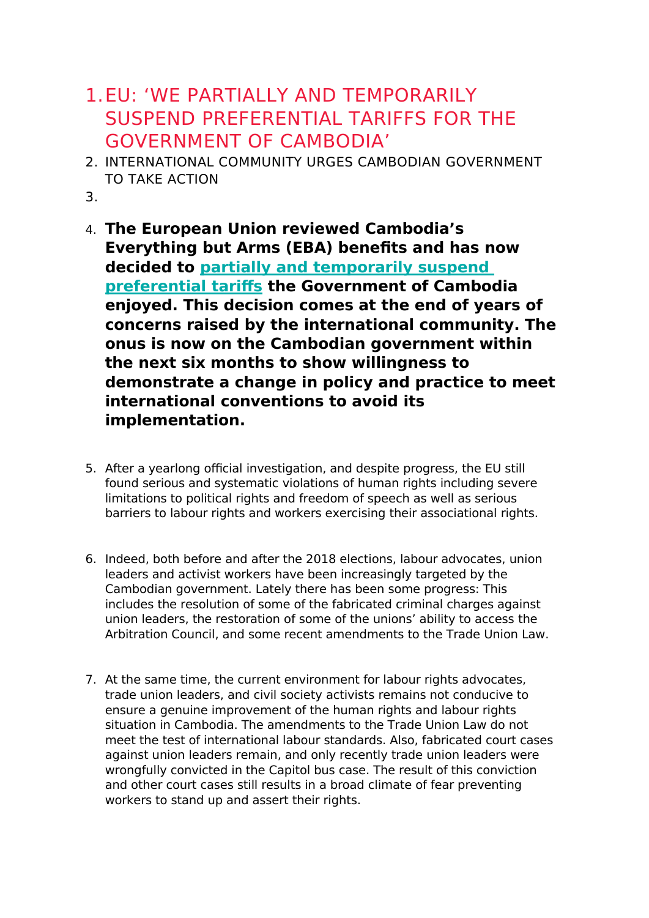1. # EU: 'WE PARTIALLY AND TEMPORARILY SUSPEND PREFERENTIAL TARIFFS FOR THE GOVERNMENT OF CAMBODIA'
2. INTERNATIONAL COMMUNITY URGES CAMBODIAN GOVERNMENT TO TAKE ACTION
3. 
4. **The European Union reviewed Cambodia's Everything but Arms (EBA) benefits and has now decided to partially and temporarily suspend preferential tariffs the Government of Cambodia enjoyed. This decision comes at the end of years of concerns raised by the international community. The onus is now on the Cambodian government within the next six months to show willingness to demonstrate a change in policy and practice to meet international conventions to avoid its implementation.**

5. After a yearlong official investigation, and despite progress, the EU still found serious and systematic violations of human rights including severe limitations to political rights and freedom of speech as well as serious barriers to labour rights and workers exercising their associational rights.

6. Indeed, both before and after the 2018 elections, labour advocates, union leaders and activist workers have been increasingly targeted by the Cambodian government. Lately there has been some progress: This includes the resolution of some of the fabricated criminal charges against union leaders, the restoration of some of the unions' ability to access the Arbitration Council, and some recent amendments to the Trade Union Law.

7. At the same time, the current environment for labour rights advocates, trade union leaders, and civil society activists remains not conducive to ensure a genuine improvement of the human rights and labour rights situation in Cambodia. The amendments to the Trade Union Law do not meet the test of international labour standards. Also, fabricated court cases against union leaders remain, and only recently trade union leaders were wrongfully convicted in the Capitol bus case. The result of this conviction and other court cases still results in a broad climate of fear preventing workers to stand up and assert their rights.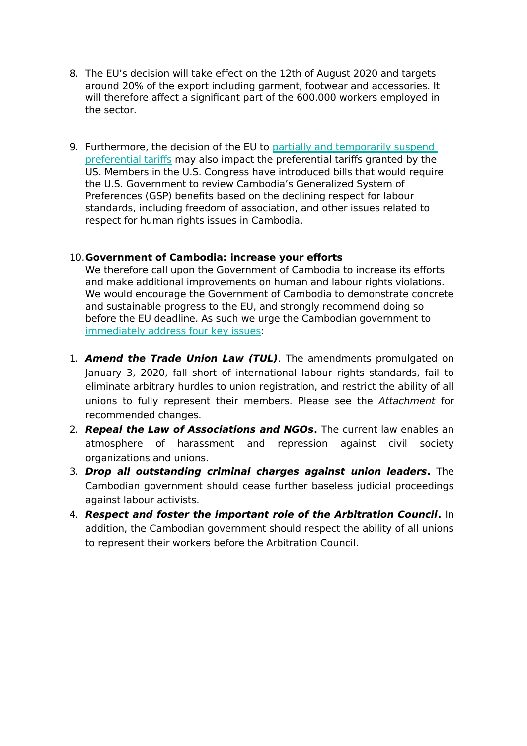8. The EU's decision will take effect on the 12th of August 2020 and targets around 20% of the export including garment, footwear and accessories. It will therefore affect a significant part of the 600.000 workers employed in the sector.

9. Furthermore, the decision of the EU to partially and temporarily suspend preferential tariffs may also impact the preferential tariffs granted by the US. Members in the U.S. Congress have introduced bills that would require the U.S. Government to review Cambodia's Generalized System of Preferences (GSP) benefits based on the declining respect for labour standards, including freedom of association, and other issues related to respect for human rights issues in Cambodia.

10. **Government of Cambodia: increase your efforts**
    We therefore call upon the Government of Cambodia to increase its efforts and make additional improvements on human and labour rights violations. We would encourage the Government of Cambodia to demonstrate concrete and sustainable progress to the EU, and strongly recommend doing so before the EU deadline. As such we urge the Cambodian government to immediately address four key issues:

1. ***Amend the Trade Union Law (TUL)***. The amendments promulgated on January 3, 2020, fall short of international labour rights standards, fail to eliminate arbitrary hurdles to union registration, and restrict the ability of all unions to fully represent their members. Please see the *Attachment* for recommended changes.
2. ***Repeal the Law of Associations and NGOs*.** The current law enables an atmosphere of harassment and repression against civil society organizations and unions.
3. ***Drop all outstanding criminal charges against union leaders*.** The Cambodian government should cease further baseless judicial proceedings against labour activists.
4. ***Respect and foster the important role of the Arbitration Council*.** In addition, the Cambodian government should respect the ability of all unions to represent their workers before the Arbitration Council.